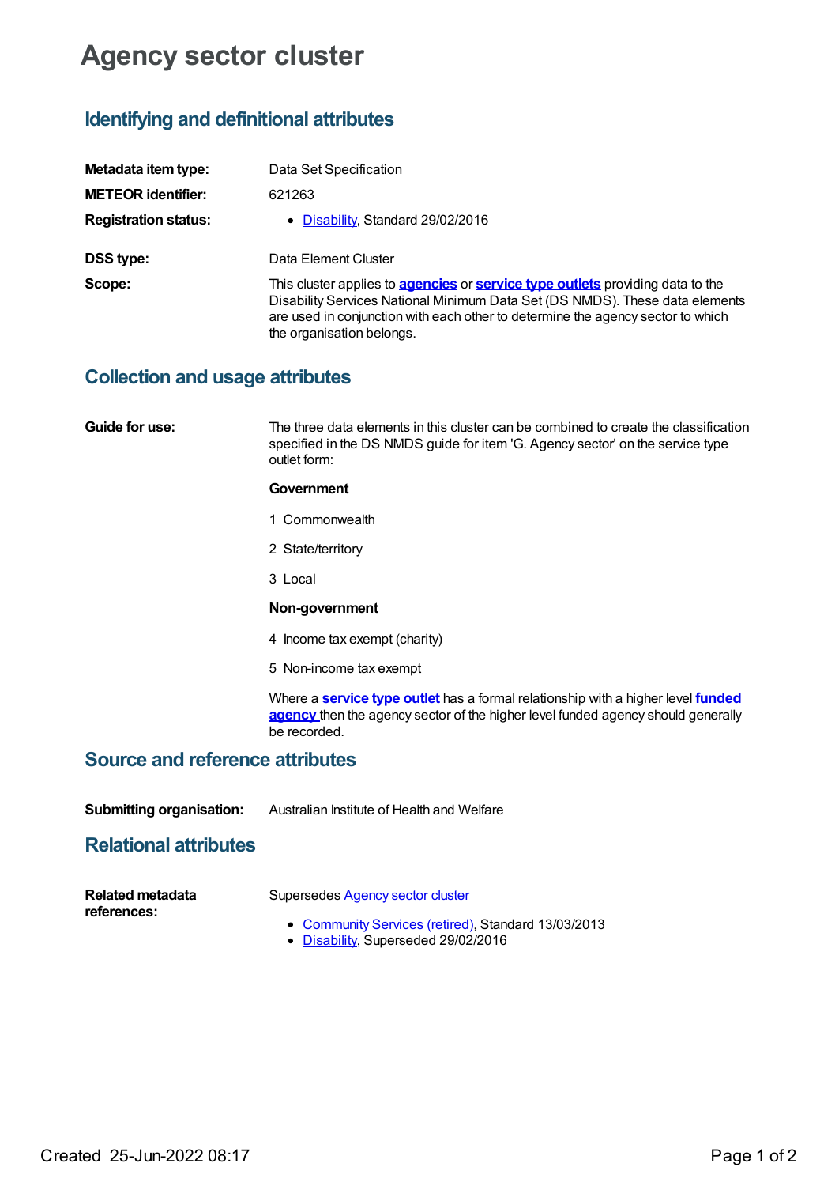# Agency sector cluster

## Identifying and definitional attributes

**Metadata item type:** Data Set Specification

**METEOR identifier:** 621263

**Registration status:**
- Disability, Standard 29/02/2016

**DSS type:** Data Element Cluster

**Scope:** This cluster applies to **agencies** or **service type outlets** providing data to the Disability Services National Minimum Data Set (DS NMDS). These data elements are used in conjunction with each other to determine the agency sector to which the organisation belongs.

## Collection and usage attributes

**Guide for use:** The three data elements in this cluster can be combined to create the classification specified in the DS NMDS guide for item 'G. Agency sector' on the service type outlet form:

**Government**

1 Commonwealth

2 State/territory

3 Local

**Non-government**

4 Income tax exempt (charity)

5 Non-income tax exempt

Where a **service type outlet** has a formal relationship with a higher level **funded agency** then the agency sector of the higher level funded agency should generally be recorded.

## Source and reference attributes

**Submitting organisation:** Australian Institute of Health and Welfare

## Relational attributes

**Related metadata references:** Supersedes Agency sector cluster

- Community Services (retired), Standard 13/03/2013
- Disability, Superseded 29/02/2016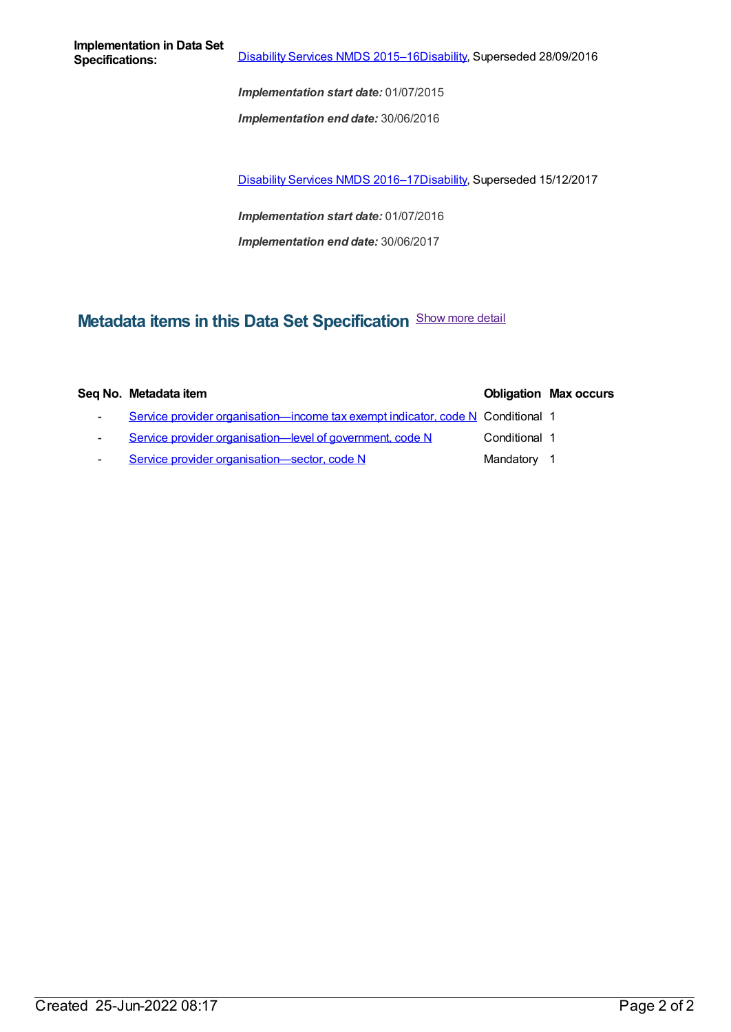**Implementation in Data Set Specifications:**

Disability Services NMDS 2015–16Disability, Superseded 28/09/2016

***Implementation start date:*** 01/07/2015

***Implementation end date:*** 30/06/2016

Disability Services NMDS 2016–17Disability, Superseded 15/12/2017

***Implementation start date:*** 01/07/2016

***Implementation end date:*** 30/06/2017

## Metadata items in this Data Set Specification

Show more detail

| Seq No. | Metadata item | Obligation | Max occurs |
|---|---|---|---|
| - | Service provider organisation—income tax exempt indicator, code N | Conditional | 1 |
| - | Service provider organisation—level of government, code N | Conditional | 1 |
| - | Service provider organisation—sector, code N | Mandatory | 1 |

Created 25-Jun-2022 08:17